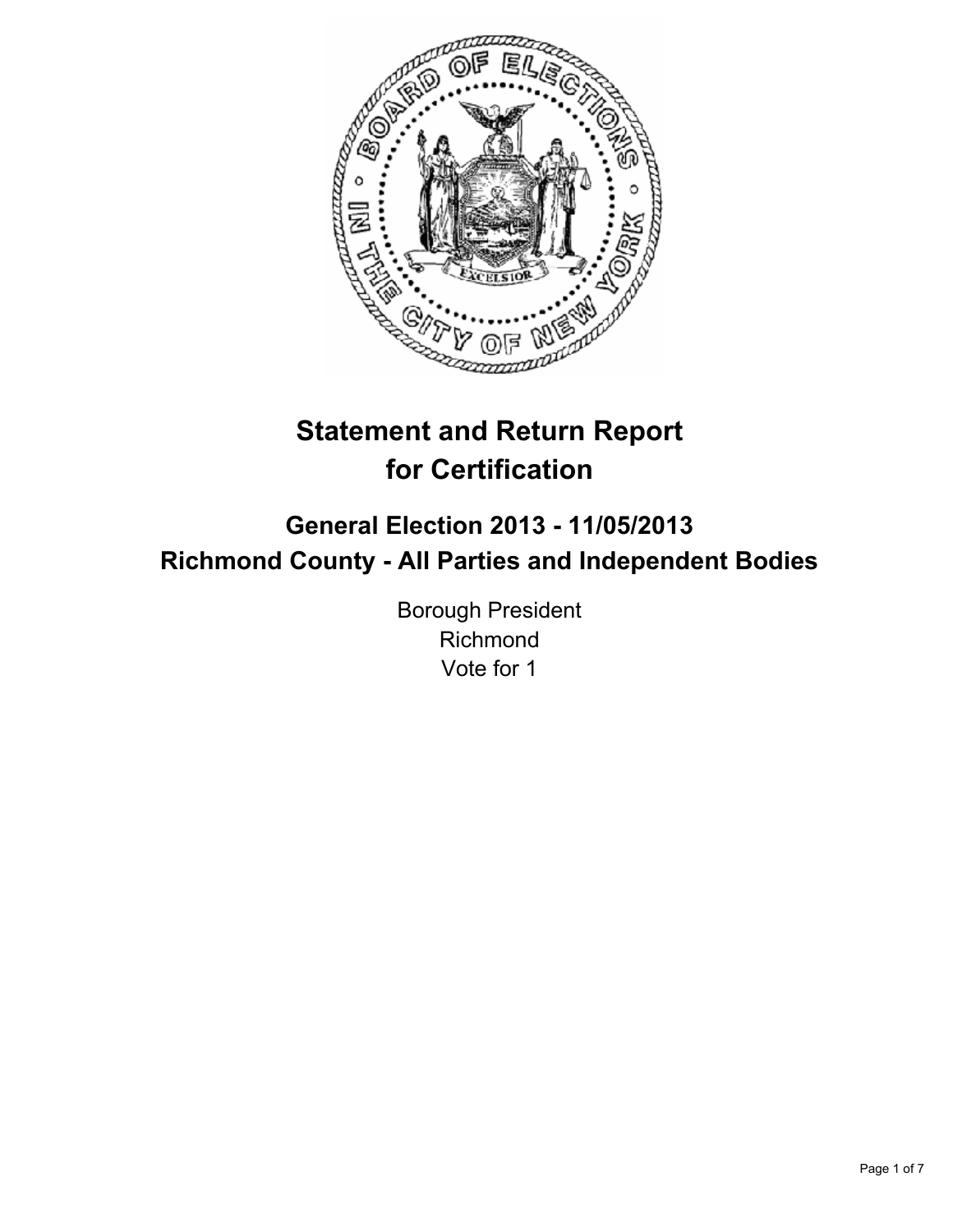# Statement and Return Report for Certification

## General Election 2013 - 11/05/2013
## Richmond County - All Parties and Independent Bodies

Borough President
Richmond
Vote for 1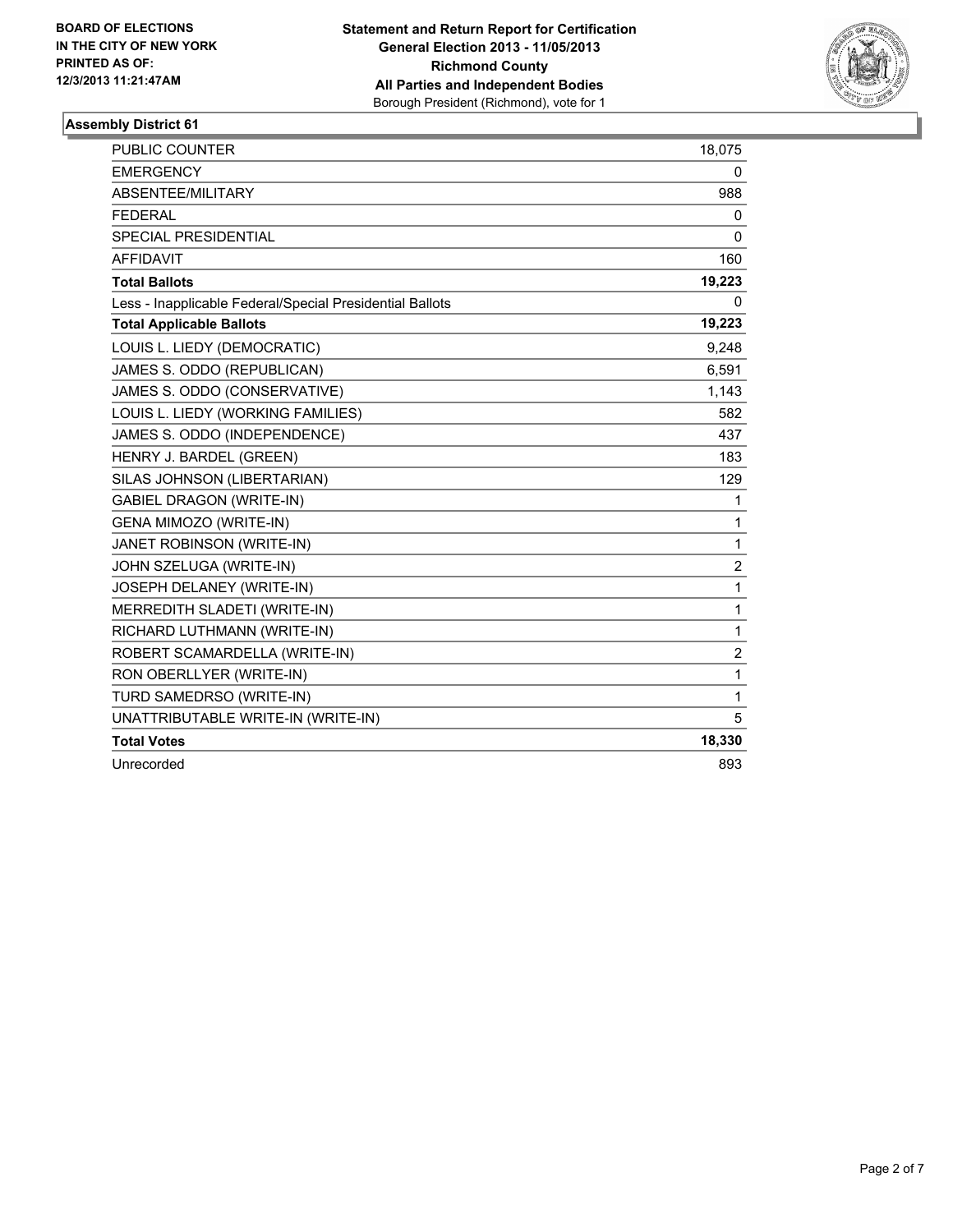**BOARD OF ELECTIONS IN THE CITY OF NEW YORK PRINTED AS OF: 12/3/2013 11:21:47AM**

**Statement and Return Report for Certification**
**General Election 2013 - 11/05/2013**
**Richmond County**
**All Parties and Independent Bodies**
Borough President (Richmond), vote for 1

## Assembly District 61

| | |
|---|---|
| PUBLIC COUNTER | 18,075 |
| EMERGENCY | 0 |
| ABSENTEE/MILITARY | 988 |
| FEDERAL | 0 |
| SPECIAL PRESIDENTIAL | 0 |
| AFFIDAVIT | 160 |
| **Total Ballots** | **19,223** |
| Less - Inapplicable Federal/Special Presidential Ballots | 0 |
| **Total Applicable Ballots** | **19,223** |
| LOUIS L. LIEDY (DEMOCRATIC) | 9,248 |
| JAMES S. ODDO (REPUBLICAN) | 6,591 |
| JAMES S. ODDO (CONSERVATIVE) | 1,143 |
| LOUIS L. LIEDY (WORKING FAMILIES) | 582 |
| JAMES S. ODDO (INDEPENDENCE) | 437 |
| HENRY J. BARDEL (GREEN) | 183 |
| SILAS JOHNSON (LIBERTARIAN) | 129 |
| GABIEL DRAGON (WRITE-IN) | 1 |
| GENA MIMOZO (WRITE-IN) | 1 |
| JANET ROBINSON (WRITE-IN) | 1 |
| JOHN SZELUGA (WRITE-IN) | 2 |
| JOSEPH DELANEY (WRITE-IN) | 1 |
| MERREDITH SLADETI (WRITE-IN) | 1 |
| RICHARD LUTHMANN (WRITE-IN) | 1 |
| ROBERT SCAMARDELLA (WRITE-IN) | 2 |
| RON OBERLLYER (WRITE-IN) | 1 |
| TURD SAMEDRSO (WRITE-IN) | 1 |
| UNATTRIBUTABLE WRITE-IN (WRITE-IN) | 5 |
| **Total Votes** | **18,330** |
| Unrecorded | 893 |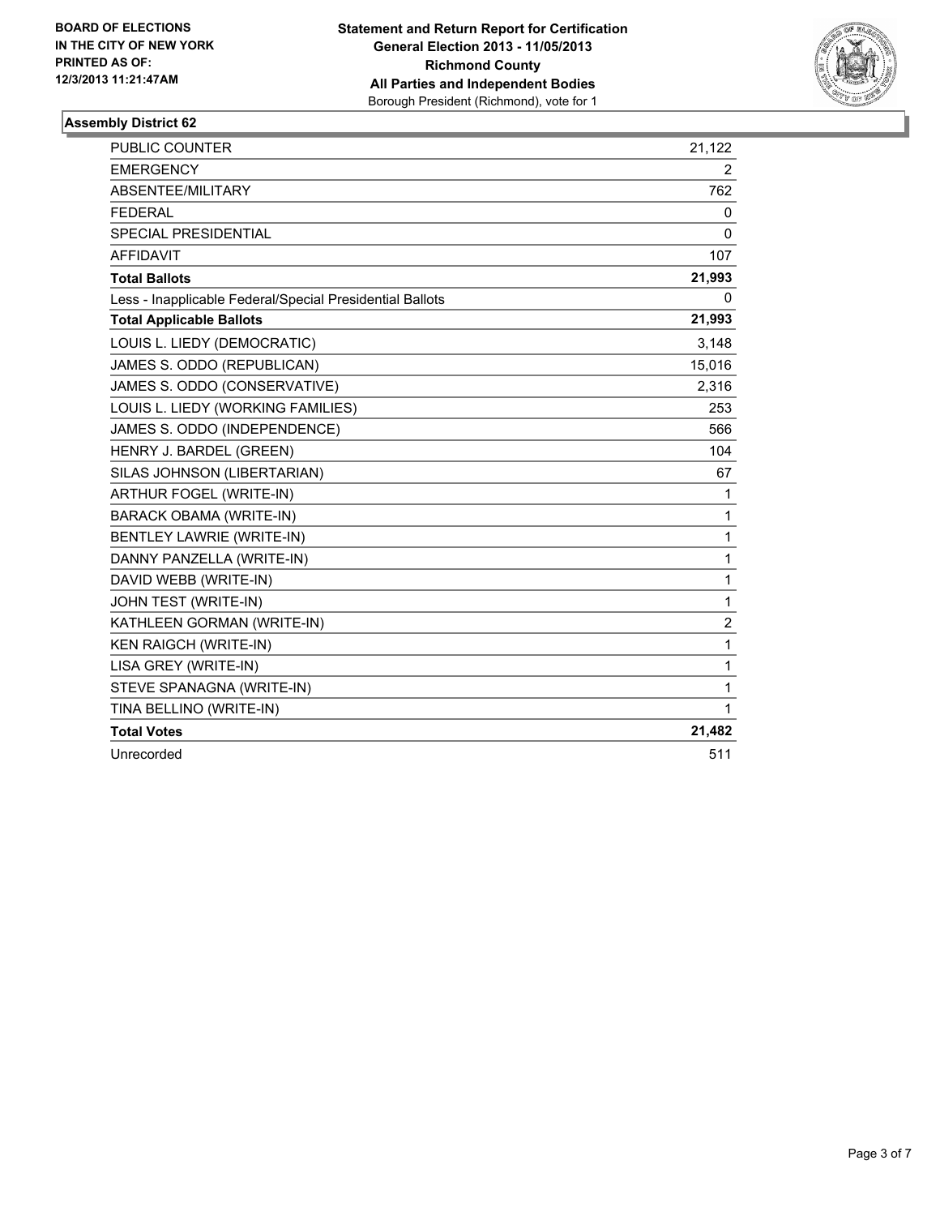BOARD OF ELECTIONS
IN THE CITY OF NEW YORK
PRINTED AS OF:
12/3/2013 11:21:47AM

**Statement and Return Report for Certification**
**General Election 2013 - 11/05/2013**
**Richmond County**
**All Parties and Independent Bodies**
Borough President (Richmond), vote for 1

### Assembly District 62

| | |
|---|---|
| PUBLIC COUNTER | 21,122 |
| EMERGENCY | 2 |
| ABSENTEE/MILITARY | 762 |
| FEDERAL | 0 |
| SPECIAL PRESIDENTIAL | 0 |
| AFFIDAVIT | 107 |
| **Total Ballots** | **21,993** |
| Less - Inapplicable Federal/Special Presidential Ballots | 0 |
| **Total Applicable Ballots** | **21,993** |
| LOUIS L. LIEDY (DEMOCRATIC) | 3,148 |
| JAMES S. ODDO (REPUBLICAN) | 15,016 |
| JAMES S. ODDO (CONSERVATIVE) | 2,316 |
| LOUIS L. LIEDY (WORKING FAMILIES) | 253 |
| JAMES S. ODDO (INDEPENDENCE) | 566 |
| HENRY J. BARDEL (GREEN) | 104 |
| SILAS JOHNSON (LIBERTARIAN) | 67 |
| ARTHUR FOGEL (WRITE-IN) | 1 |
| BARACK OBAMA (WRITE-IN) | 1 |
| BENTLEY LAWRIE (WRITE-IN) | 1 |
| DANNY PANZELLA (WRITE-IN) | 1 |
| DAVID WEBB (WRITE-IN) | 1 |
| JOHN TEST (WRITE-IN) | 1 |
| KATHLEEN GORMAN (WRITE-IN) | 2 |
| KEN RAIGCH (WRITE-IN) | 1 |
| LISA GREY (WRITE-IN) | 1 |
| STEVE SPANAGNA (WRITE-IN) | 1 |
| TINA BELLINO (WRITE-IN) | 1 |
| **Total Votes** | **21,482** |
| Unrecorded | 511 |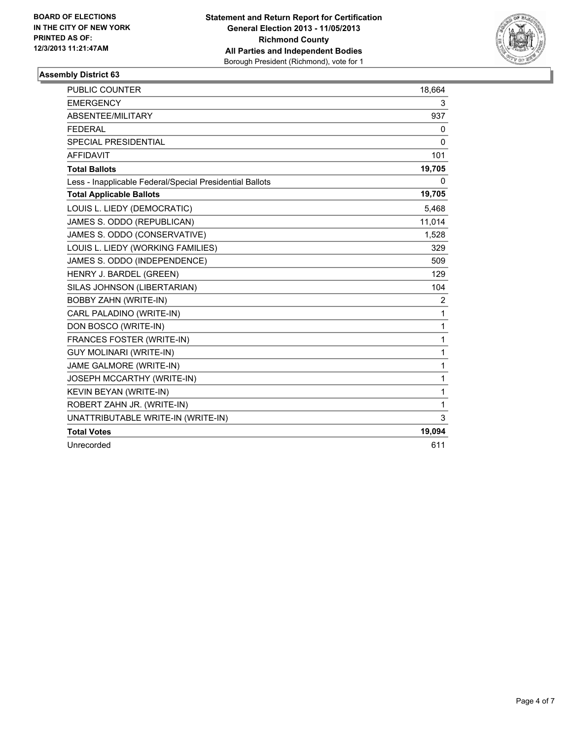**BOARD OF ELECTIONS IN THE CITY OF NEW YORK PRINTED AS OF: 12/3/2013 11:21:47AM**

**Statement and Return Report for Certification General Election 2013 - 11/05/2013 Richmond County All Parties and Independent Bodies**
Borough President (Richmond), vote for 1

### Assembly District 63

| | |
|---|---|
| PUBLIC COUNTER | 18,664 |
| EMERGENCY | 3 |
| ABSENTEE/MILITARY | 937 |
| FEDERAL | 0 |
| SPECIAL PRESIDENTIAL | 0 |
| AFFIDAVIT | 101 |
| **Total Ballots** | **19,705** |
| Less - Inapplicable Federal/Special Presidential Ballots | 0 |
| **Total Applicable Ballots** | **19,705** |
| LOUIS L. LIEDY (DEMOCRATIC) | 5,468 |
| JAMES S. ODDO (REPUBLICAN) | 11,014 |
| JAMES S. ODDO (CONSERVATIVE) | 1,528 |
| LOUIS L. LIEDY (WORKING FAMILIES) | 329 |
| JAMES S. ODDO (INDEPENDENCE) | 509 |
| HENRY J. BARDEL (GREEN) | 129 |
| SILAS JOHNSON (LIBERTARIAN) | 104 |
| BOBBY ZAHN (WRITE-IN) | 2 |
| CARL PALADINO (WRITE-IN) | 1 |
| DON BOSCO (WRITE-IN) | 1 |
| FRANCES FOSTER (WRITE-IN) | 1 |
| GUY MOLINARI (WRITE-IN) | 1 |
| JAME GALMORE (WRITE-IN) | 1 |
| JOSEPH MCCARTHY (WRITE-IN) | 1 |
| KEVIN BEYAN (WRITE-IN) | 1 |
| ROBERT ZAHN JR. (WRITE-IN) | 1 |
| UNATTRIBUTABLE WRITE-IN (WRITE-IN) | 3 |
| **Total Votes** | **19,094** |
| Unrecorded | 611 |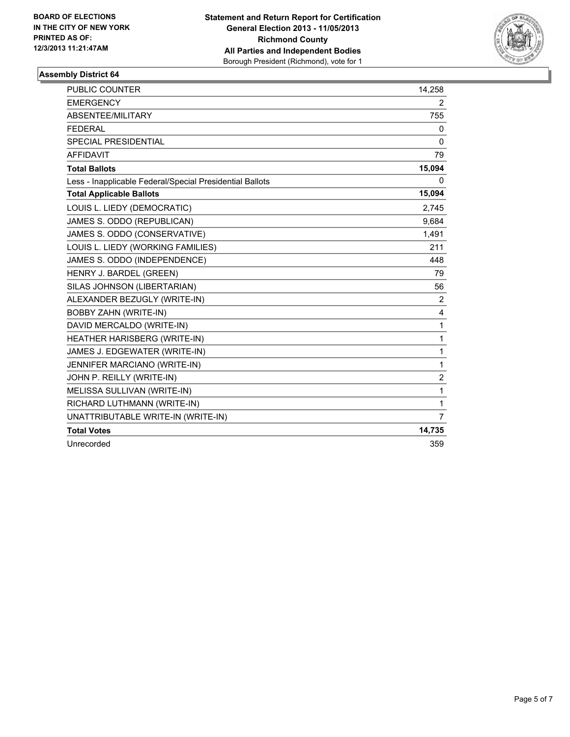**BOARD OF ELECTIONS IN THE CITY OF NEW YORK PRINTED AS OF: 12/3/2013 11:21:47AM**

**Statement and Return Report for Certification**
**General Election 2013 - 11/05/2013**
**Richmond County**
**All Parties and Independent Bodies**
Borough President (Richmond), vote for 1

## Assembly District 64

| | |
|---|---|
| PUBLIC COUNTER | 14,258 |
| EMERGENCY | 2 |
| ABSENTEE/MILITARY | 755 |
| FEDERAL | 0 |
| SPECIAL PRESIDENTIAL | 0 |
| AFFIDAVIT | 79 |
| **Total Ballots** | **15,094** |
| Less - Inapplicable Federal/Special Presidential Ballots | 0 |
| **Total Applicable Ballots** | **15,094** |
| LOUIS L. LIEDY (DEMOCRATIC) | 2,745 |
| JAMES S. ODDO (REPUBLICAN) | 9,684 |
| JAMES S. ODDO (CONSERVATIVE) | 1,491 |
| LOUIS L. LIEDY (WORKING FAMILIES) | 211 |
| JAMES S. ODDO (INDEPENDENCE) | 448 |
| HENRY J. BARDEL (GREEN) | 79 |
| SILAS JOHNSON (LIBERTARIAN) | 56 |
| ALEXANDER BEZUGLY (WRITE-IN) | 2 |
| BOBBY ZAHN (WRITE-IN) | 4 |
| DAVID MERCALDO (WRITE-IN) | 1 |
| HEATHER HARISBERG (WRITE-IN) | 1 |
| JAMES J. EDGEWATER (WRITE-IN) | 1 |
| JENNIFER MARCIANO (WRITE-IN) | 1 |
| JOHN P. REILLY (WRITE-IN) | 2 |
| MELISSA SULLIVAN (WRITE-IN) | 1 |
| RICHARD LUTHMANN (WRITE-IN) | 1 |
| UNATTRIBUTABLE WRITE-IN (WRITE-IN) | 7 |
| **Total Votes** | **14,735** |
| Unrecorded | 359 |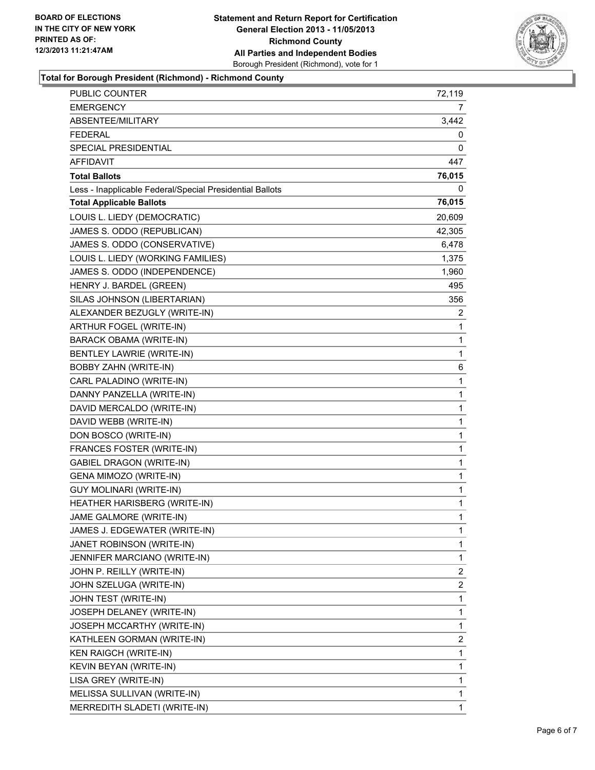**BOARD OF ELECTIONS IN THE CITY OF NEW YORK PRINTED AS OF: 12/3/2013 11:21:47AM**

**Statement and Return Report for Certification General Election 2013 - 11/05/2013 Richmond County All Parties and Independent Bodies**
Borough President (Richmond), vote for 1

**Total for Borough President (Richmond) - Richmond County**

| | |
|---|---|
| PUBLIC COUNTER | 72,119 |
| EMERGENCY | 7 |
| ABSENTEE/MILITARY | 3,442 |
| FEDERAL | 0 |
| SPECIAL PRESIDENTIAL | 0 |
| AFFIDAVIT | 447 |
| **Total Ballots** | **76,015** |
| Less - Inapplicable Federal/Special Presidential Ballots | 0 |
| **Total Applicable Ballots** | **76,015** |
| LOUIS L. LIEDY (DEMOCRATIC) | 20,609 |
| JAMES S. ODDO (REPUBLICAN) | 42,305 |
| JAMES S. ODDO (CONSERVATIVE) | 6,478 |
| LOUIS L. LIEDY (WORKING FAMILIES) | 1,375 |
| JAMES S. ODDO (INDEPENDENCE) | 1,960 |
| HENRY J. BARDEL (GREEN) | 495 |
| SILAS JOHNSON (LIBERTARIAN) | 356 |
| ALEXANDER BEZUGLY (WRITE-IN) | 2 |
| ARTHUR FOGEL (WRITE-IN) | 1 |
| BARACK OBAMA (WRITE-IN) | 1 |
| BENTLEY LAWRIE (WRITE-IN) | 1 |
| BOBBY ZAHN (WRITE-IN) | 6 |
| CARL PALADINO (WRITE-IN) | 1 |
| DANNY PANZELLA (WRITE-IN) | 1 |
| DAVID MERCALDO (WRITE-IN) | 1 |
| DAVID WEBB (WRITE-IN) | 1 |
| DON BOSCO (WRITE-IN) | 1 |
| FRANCES FOSTER (WRITE-IN) | 1 |
| GABIEL DRAGON (WRITE-IN) | 1 |
| GENA MIMOZO (WRITE-IN) | 1 |
| GUY MOLINARI (WRITE-IN) | 1 |
| HEATHER HARISBERG (WRITE-IN) | 1 |
| JAME GALMORE (WRITE-IN) | 1 |
| JAMES J. EDGEWATER (WRITE-IN) | 1 |
| JANET ROBINSON (WRITE-IN) | 1 |
| JENNIFER MARCIANO (WRITE-IN) | 1 |
| JOHN P. REILLY (WRITE-IN) | 2 |
| JOHN SZELUGA (WRITE-IN) | 2 |
| JOHN TEST (WRITE-IN) | 1 |
| JOSEPH DELANEY (WRITE-IN) | 1 |
| JOSEPH MCCARTHY (WRITE-IN) | 1 |
| KATHLEEN GORMAN (WRITE-IN) | 2 |
| KEN RAIGCH (WRITE-IN) | 1 |
| KEVIN BEYAN (WRITE-IN) | 1 |
| LISA GREY (WRITE-IN) | 1 |
| MELISSA SULLIVAN (WRITE-IN) | 1 |
| MERREDITH SLADETI (WRITE-IN) | 1 |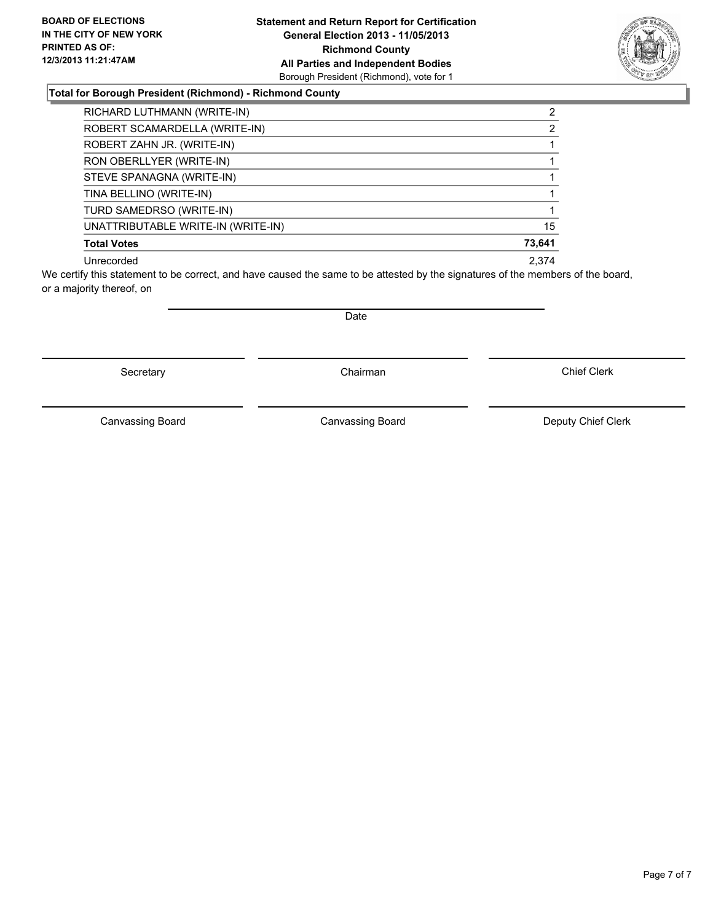**BOARD OF ELECTIONS IN THE CITY OF NEW YORK PRINTED AS OF: 12/3/2013 11:21:47AM**

**Statement and Return Report for Certification**
**General Election 2013 - 11/05/2013**
**Richmond County**
**All Parties and Independent Bodies**
Borough President (Richmond), vote for 1

**Total for Borough President (Richmond) - Richmond County**

| | |
|---|---|
| RICHARD LUTHMANN (WRITE-IN) | 2 |
| ROBERT SCAMARDELLA (WRITE-IN) | 2 |
| ROBERT ZAHN JR. (WRITE-IN) | 1 |
| RON OBERLLYER (WRITE-IN) | 1 |
| STEVE SPANAGNA (WRITE-IN) | 1 |
| TINA BELLINO (WRITE-IN) | 1 |
| TURD SAMEDRSO (WRITE-IN) | 1 |
| UNATTRIBUTABLE WRITE-IN (WRITE-IN) | 15 |
| **Total Votes** | **73,641** |
| Unrecorded | 2,374 |

We certify this statement to be correct, and have caused the same to be attested by the signatures of the members of the board, or a majority thereof, on

Date

Secretary | Chairman | Chief Clerk

Canvassing Board | Canvassing Board | Deputy Chief Clerk